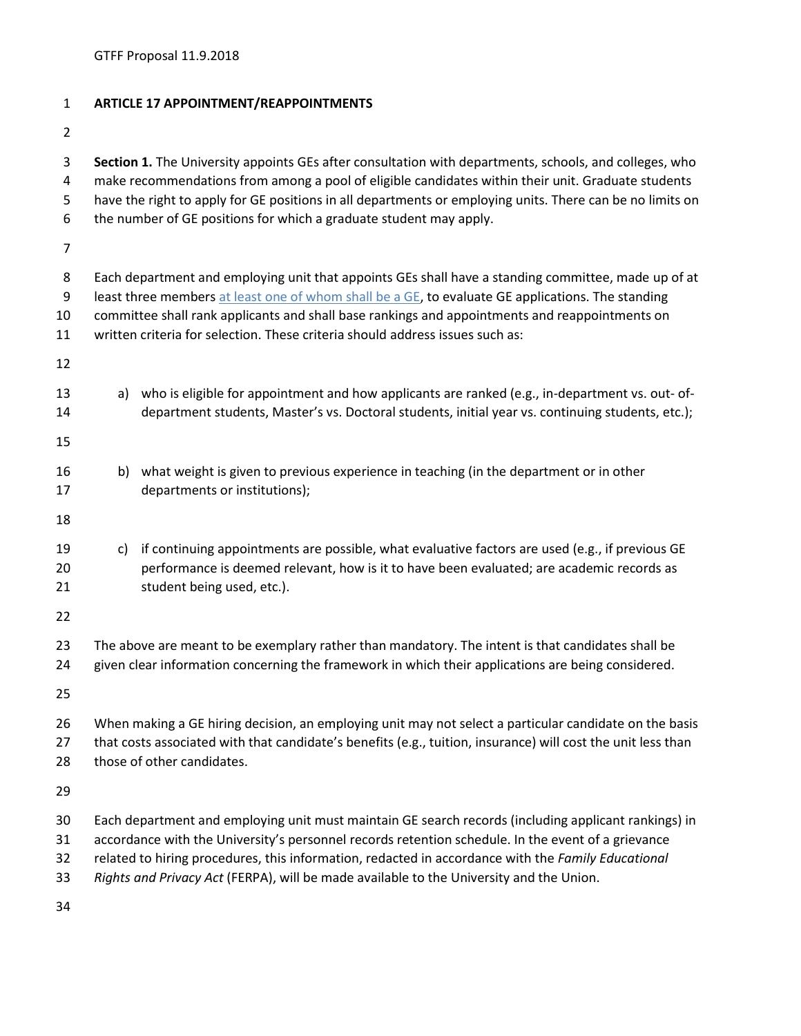**ARTICLE 17 APPOINTMENT/REAPPOINTMENTS**

**Section 1.** The University appoints GEs after consultation with departments, schools, and colleges, who make recommendations from among a pool of eligible candidates within their unit. Graduate students have the right to apply for GE positions in all departments or employing units. There can be no limits on the number of GE positions for which a graduate student may apply.

Each department and employing unit that appoints GEs shall have a standing committee, made up of at least three members at least one of whom shall be a GE, to evaluate GE applications. The standing committee shall rank applicants and shall base rankings and appointments and reappointments on written criteria for selection. These criteria should address issues such as:

a) who is eligible for appointment and how applicants are ranked (e.g., in-department vs. out- of-department students, Master's vs. Doctoral students, initial year vs. continuing students, etc.);

b) what weight is given to previous experience in teaching (in the department or in other departments or institutions);

c) if continuing appointments are possible, what evaluative factors are used (e.g., if previous GE performance is deemed relevant, how is it to have been evaluated; are academic records as student being used, etc.).

The above are meant to be exemplary rather than mandatory. The intent is that candidates shall be given clear information concerning the framework in which their applications are being considered.

When making a GE hiring decision, an employing unit may not select a particular candidate on the basis that costs associated with that candidate's benefits (e.g., tuition, insurance) will cost the unit less than those of other candidates.

Each department and employing unit must maintain GE search records (including applicant rankings) in accordance with the University's personnel records retention schedule. In the event of a grievance related to hiring procedures, this information, redacted in accordance with the *Family Educational Rights and Privacy Act* (FERPA), will be made available to the University and the Union.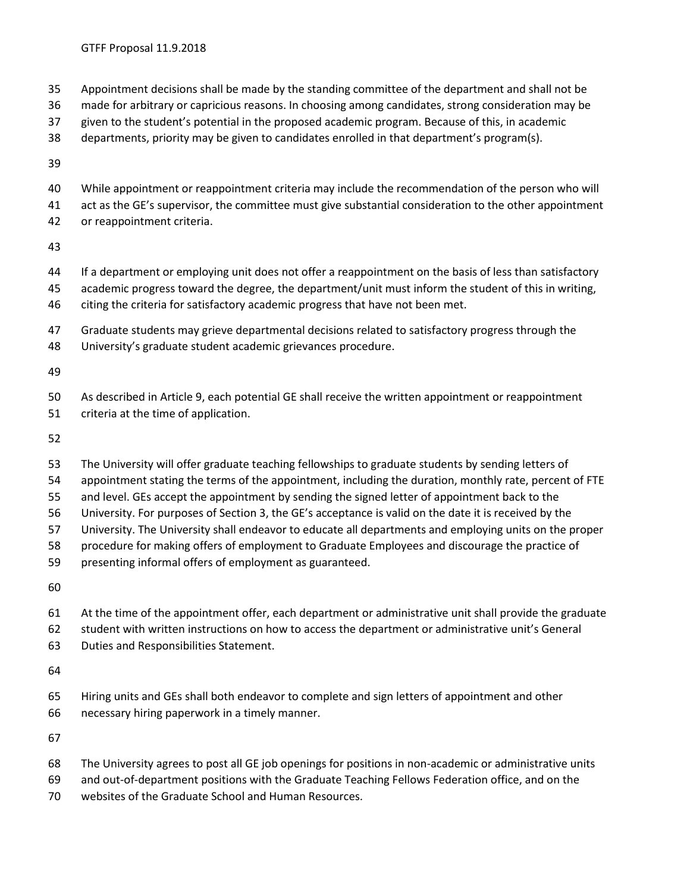Appointment decisions shall be made by the standing committee of the department and shall not be made for arbitrary or capricious reasons. In choosing among candidates, strong consideration may be given to the student's potential in the proposed academic program. Because of this, in academic departments, priority may be given to candidates enrolled in that department's program(s).

While appointment or reappointment criteria may include the recommendation of the person who will act as the GE's supervisor, the committee must give substantial consideration to the other appointment or reappointment criteria.

If a department or employing unit does not offer a reappointment on the basis of less than satisfactory academic progress toward the degree, the department/unit must inform the student of this in writing, citing the criteria for satisfactory academic progress that have not been met.

Graduate students may grieve departmental decisions related to satisfactory progress through the University's graduate student academic grievances procedure.

As described in Article 9, each potential GE shall receive the written appointment or reappointment criteria at the time of application.

The University will offer graduate teaching fellowships to graduate students by sending letters of appointment stating the terms of the appointment, including the duration, monthly rate, percent of FTE and level. GEs accept the appointment by sending the signed letter of appointment back to the University. For purposes of Section 3, the GE's acceptance is valid on the date it is received by the University. The University shall endeavor to educate all departments and employing units on the proper procedure for making offers of employment to Graduate Employees and discourage the practice of presenting informal offers of employment as guaranteed.

At the time of the appointment offer, each department or administrative unit shall provide the graduate student with written instructions on how to access the department or administrative unit's General Duties and Responsibilities Statement.

Hiring units and GEs shall both endeavor to complete and sign letters of appointment and other necessary hiring paperwork in a timely manner.

The University agrees to post all GE job openings for positions in non-academic or administrative units and out-of-department positions with the Graduate Teaching Fellows Federation office, and on the websites of the Graduate School and Human Resources.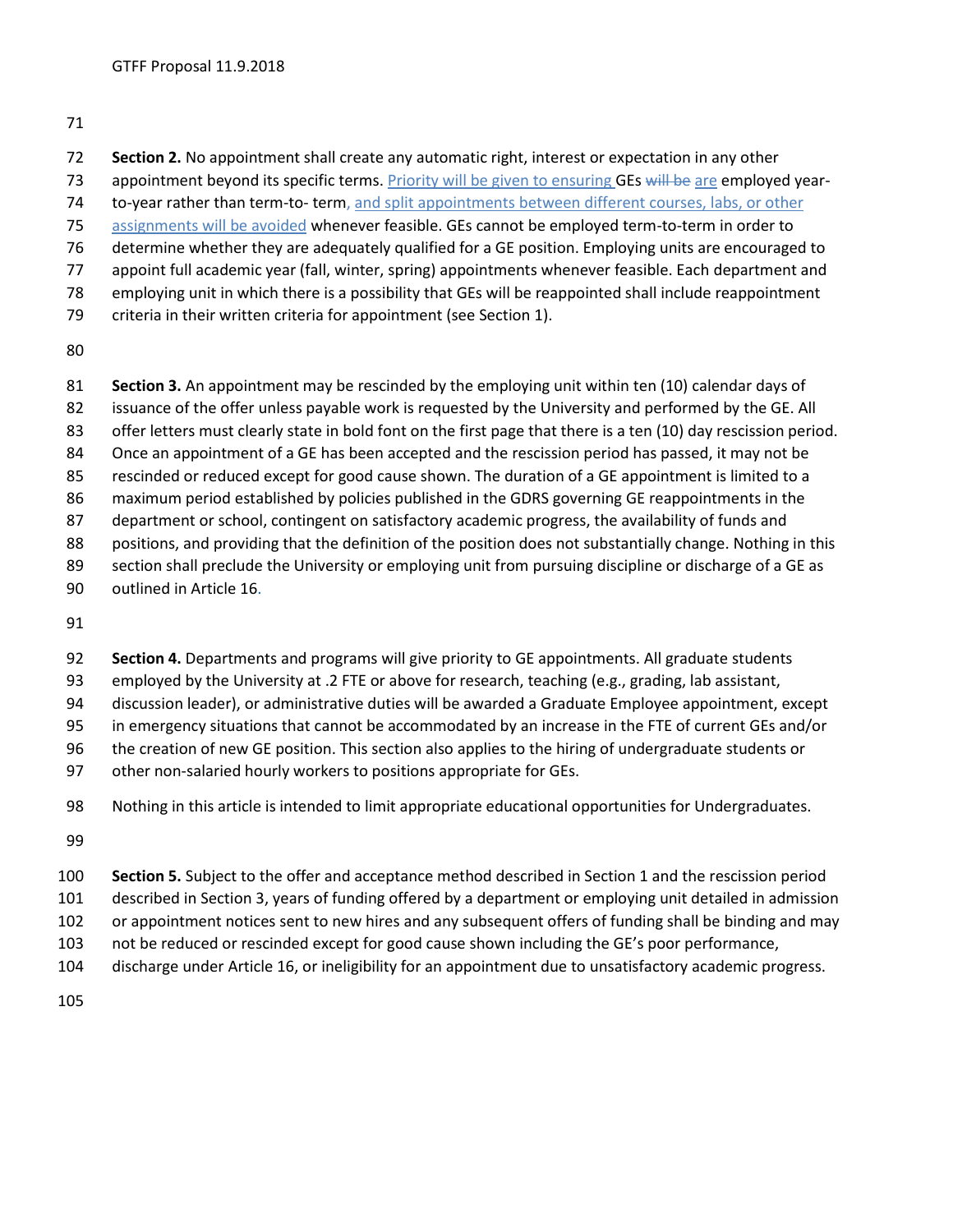**Section 2.** No appointment shall create any automatic right, interest or expectation in any other appointment beyond its specific terms. Priority will be given to ensuring GEs ~~will be~~ are employed year-to-year rather than term-to- term, and split appointments between different courses, labs, or other assignments will be avoided whenever feasible. GEs cannot be employed term-to-term in order to determine whether they are adequately qualified for a GE position. Employing units are encouraged to appoint full academic year (fall, winter, spring) appointments whenever feasible. Each department and employing unit in which there is a possibility that GEs will be reappointed shall include reappointment criteria in their written criteria for appointment (see Section 1).

**Section 3.** An appointment may be rescinded by the employing unit within ten (10) calendar days of issuance of the offer unless payable work is requested by the University and performed by the GE. All offer letters must clearly state in bold font on the first page that there is a ten (10) day rescission period. Once an appointment of a GE has been accepted and the rescission period has passed, it may not be rescinded or reduced except for good cause shown. The duration of a GE appointment is limited to a maximum period established by policies published in the GDRS governing GE reappointments in the department or school, contingent on satisfactory academic progress, the availability of funds and positions, and providing that the definition of the position does not substantially change. Nothing in this section shall preclude the University or employing unit from pursuing discipline or discharge of a GE as outlined in Article 16.

**Section 4.** Departments and programs will give priority to GE appointments. All graduate students employed by the University at .2 FTE or above for research, teaching (e.g., grading, lab assistant, discussion leader), or administrative duties will be awarded a Graduate Employee appointment, except in emergency situations that cannot be accommodated by an increase in the FTE of current GEs and/or the creation of new GE position. This section also applies to the hiring of undergraduate students or other non-salaried hourly workers to positions appropriate for GEs.

Nothing in this article is intended to limit appropriate educational opportunities for Undergraduates.

**Section 5.** Subject to the offer and acceptance method described in Section 1 and the rescission period described in Section 3, years of funding offered by a department or employing unit detailed in admission or appointment notices sent to new hires and any subsequent offers of funding shall be binding and may not be reduced or rescinded except for good cause shown including the GE's poor performance, discharge under Article 16, or ineligibility for an appointment due to unsatisfactory academic progress.